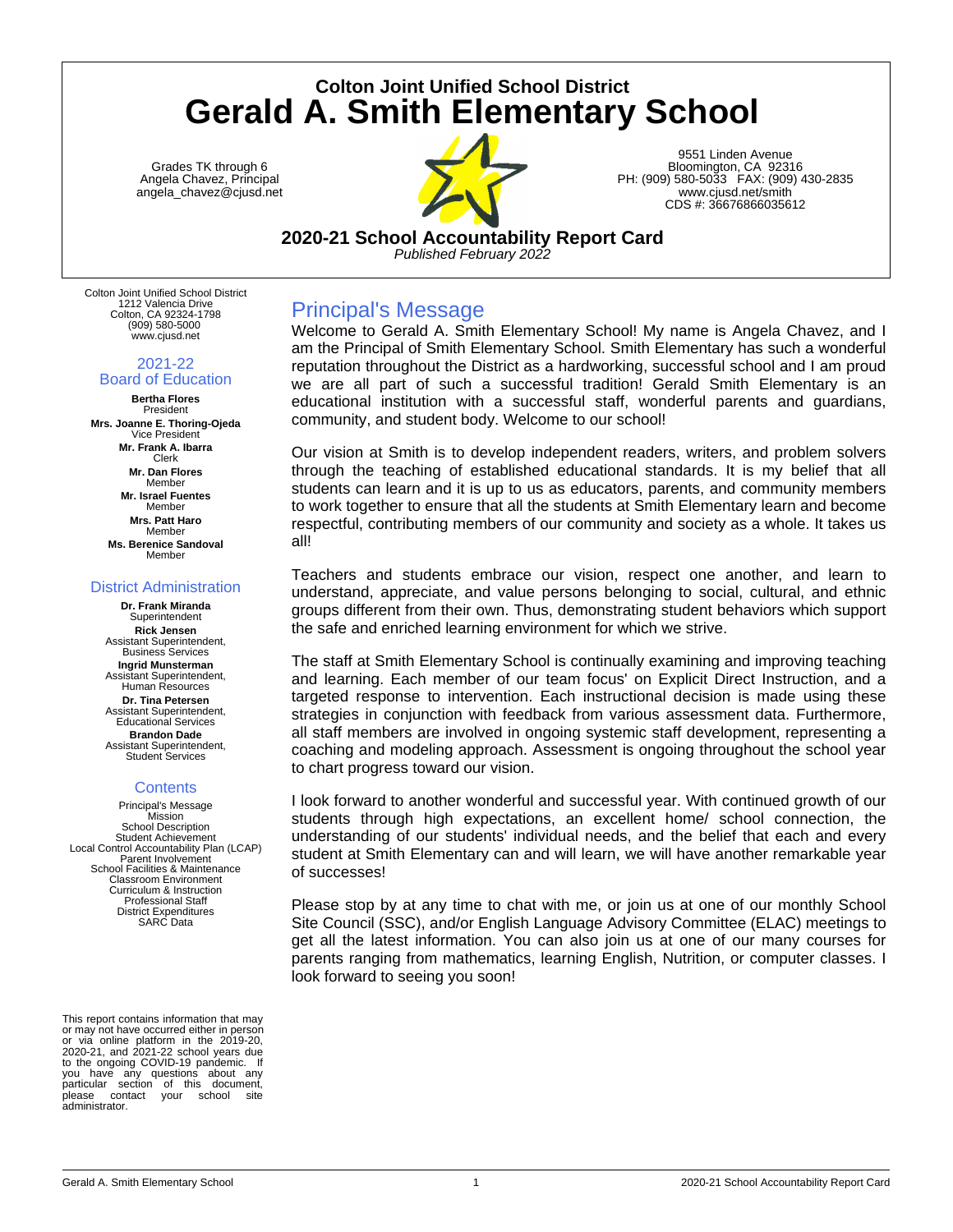# Colton Joint Unified School District

# Gerald A. Smith Elementary School

Grades TK through 6
Angela Chavez, Principal
angela_chavez@cjusd.net

9551 Linden Avenue
Bloomington, CA 92316
PH: (909) 580-5033 FAX: (909) 430-2835
www.cjusd.net/smith
CDS #: 36676866035612

## 2020-21 School Accountability Report Card

*Published February 2022*

Colton Joint Unified School District
1212 Valencia Drive
Colton, CA 92324-1798
(909) 580-5000
www.cjusd.net

### 2021-22 Board of Education

**Bertha Flores**
President

**Mrs. Joanne E. Thoring-Ojeda**
Vice President

**Mr. Frank A. Ibarra**
Clerk

**Mr. Dan Flores**
Member

**Mr. Israel Fuentes**
Member

**Mrs. Patt Haro**
Member

**Ms. Berenice Sandoval**
Member

### District Administration

**Dr. Frank Miranda**
Superintendent

**Rick Jensen**
Assistant Superintendent, Business Services

**Ingrid Munsterman**
Assistant Superintendent, Human Resources

**Dr. Tina Petersen**
Assistant Superintendent, Educational Services

**Brandon Dade**
Assistant Superintendent, Student Services

### Contents

Principal's Message
Mission
School Description
Student Achievement
Local Control Accountability Plan (LCAP)
Parent Involvement
School Facilities & Maintenance
Classroom Environment
Curriculum & Instruction
Professional Staff
District Expenditures
SARC Data

This report contains information that may or may not have occurred either in person or via online platform in the 2019-20, 2020-21, and 2021-22 school years due to the ongoing COVID-19 pandemic. If you have any questions about any particular section of this document, please contact your school site administrator.

## Principal's Message

Welcome to Gerald A. Smith Elementary School! My name is Angela Chavez, and I am the Principal of Smith Elementary School. Smith Elementary has such a wonderful reputation throughout the District as a hardworking, successful school and I am proud we are all part of such a successful tradition! Gerald Smith Elementary is an educational institution with a successful staff, wonderful parents and guardians, community, and student body. Welcome to our school!

Our vision at Smith is to develop independent readers, writers, and problem solvers through the teaching of established educational standards. It is my belief that all students can learn and it is up to us as educators, parents, and community members to work together to ensure that all the students at Smith Elementary learn and become respectful, contributing members of our community and society as a whole. It takes us all!

Teachers and students embrace our vision, respect one another, and learn to understand, appreciate, and value persons belonging to social, cultural, and ethnic groups different from their own. Thus, demonstrating student behaviors which support the safe and enriched learning environment for which we strive.

The staff at Smith Elementary School is continually examining and improving teaching and learning. Each member of our team focus' on Explicit Direct Instruction, and a targeted response to intervention. Each instructional decision is made using these strategies in conjunction with feedback from various assessment data. Furthermore, all staff members are involved in ongoing systemic staff development, representing a coaching and modeling approach. Assessment is ongoing throughout the school year to chart progress toward our vision.

I look forward to another wonderful and successful year. With continued growth of our students through high expectations, an excellent home/ school connection, the understanding of our students' individual needs, and the belief that each and every student at Smith Elementary can and will learn, we will have another remarkable year of successes!

Please stop by at any time to chat with me, or join us at one of our monthly School Site Council (SSC), and/or English Language Advisory Committee (ELAC) meetings to get all the latest information. You can also join us at one of our many courses for parents ranging from mathematics, learning English, Nutrition, or computer classes. I look forward to seeing you soon!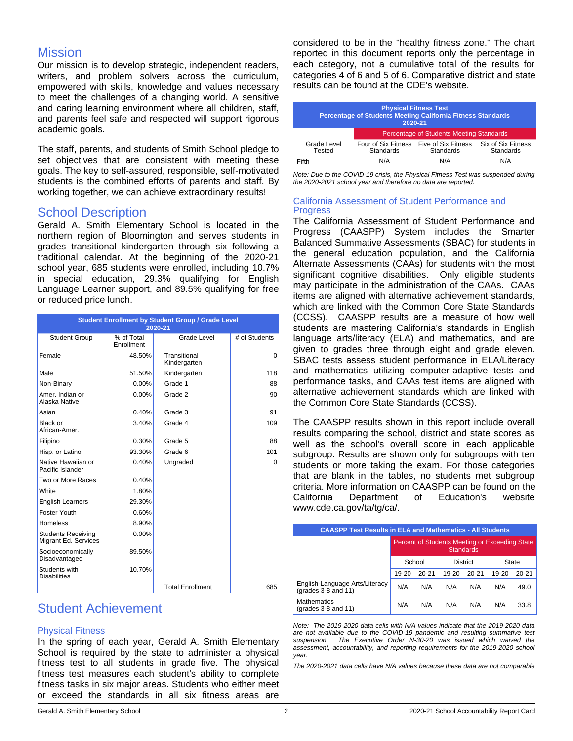## Mission

Our mission is to develop strategic, independent readers, writers, and problem solvers across the curriculum, empowered with skills, knowledge and values necessary to meet the challenges of a changing world. A sensitive and caring learning environment where all children, staff, and parents feel safe and respected will support rigorous academic goals.

The staff, parents, and students of Smith School pledge to set objectives that are consistent with meeting these goals. The key to self-assured, responsible, self-motivated students is the combined efforts of parents and staff. By working together, we can achieve extraordinary results!

## School Description

Gerald A. Smith Elementary School is located in the northern region of Bloomington and serves students in grades transitional kindergarten through six following a traditional calendar. At the beginning of the 2020-21 school year, 685 students were enrolled, including 10.7% in special education, 29.3% qualifying for English Language Learner support, and 89.5% qualifying for free or reduced price lunch.

**Student Enrollment by Student Group / Grade Level 2020-21**

| Student Group | % of Total Enrollment | Grade Level | # of Students |
|---|---|---|---|
| Female | 48.50% | Transitional Kindergarten | 0 |
| Male | 51.50% | Kindergarten | 118 |
| Non-Binary | 0.00% | Grade 1 | 88 |
| Amer. Indian or Alaska Native | 0.00% | Grade 2 | 90 |
| Asian | 0.40% | Grade 3 | 91 |
| Black or African-Amer. | 3.40% | Grade 4 | 109 |
| Filipino | 0.30% | Grade 5 | 88 |
| Hisp. or Latino | 93.30% | Grade 6 | 101 |
| Native Hawaiian or Pacific Islander | 0.40% | Ungraded | 0 |
| Two or More Races | 0.40% | | |
| White | 1.80% | | |
| English Learners | 29.30% | | |
| Foster Youth | 0.60% | | |
| Homeless | 8.90% | | |
| Students Receiving Migrant Ed. Services | 0.00% | | |
| Socioeconomically Disadvantaged | 89.50% | | |
| Students with Disabilities | 10.70% | | |
| | | Total Enrollment | 685 |

## Student Achievement

### Physical Fitness

In the spring of each year, Gerald A. Smith Elementary School is required by the state to administer a physical fitness test to all students in grade five. The physical fitness test measures each student's ability to complete fitness tasks in six major areas. Students who either meet or exceed the standards in all six fitness areas are considered to be in the "healthy fitness zone." The chart reported in this document reports only the percentage in each category, not a cumulative total of the results for categories 4 of 6 and 5 of 6. Comparative district and state results can be found at the CDE's website.

**Physical Fitness Test Percentage of Students Meeting California Fitness Standards 2020-21**

| Grade Level Tested | Percentage of Students Meeting Standards | | |
|---|---|---|---|
| | Four of Six Fitness Standards | Five of Six Fitness Standards | Six of Six Fitness Standards |
| Fifth | N/A | N/A | N/A |

*Note: Due to the COVID-19 crisis, the Physical Fitness Test was suspended during the 2020-2021 school year and therefore no data are reported.*

### California Assessment of Student Performance and Progress

The California Assessment of Student Performance and Progress (CAASPP) System includes the Smarter Balanced Summative Assessments (SBAC) for students in the general education population, and the California Alternate Assessments (CAAs) for students with the most significant cognitive disabilities. Only eligible students may participate in the administration of the CAAs. CAAs items are aligned with alternative achievement standards, which are linked with the Common Core State Standards (CCSS). CAASPP results are a measure of how well students are mastering California's standards in English language arts/literacy (ELA) and mathematics, and are given to grades three through eight and grade eleven. SBAC tests assess student performance in ELA/Literacy and mathematics utilizing computer-adaptive tests and performance tasks, and CAAs test items are aligned with alternative achievement standards which are linked with the Common Core State Standards (CCSS).

The CAASPP results shown in this report include overall results comparing the school, district and state scores as well as the school's overall score in each applicable subgroup. Results are shown only for subgroups with ten students or more taking the exam. For those categories that are blank in the tables, no students met subgroup criteria. More information on CAASPP can be found on the California Department of Education's website www.cde.ca.gov/ta/tg/ca/.

**CAASPP Test Results in ELA and Mathematics - All Students**

| | Percent of Students Meeting or Exceeding State Standards | | | | | |
|---|---|---|---|---|---|---|
| | School | | District | | State | |
| | 19-20 | 20-21 | 19-20 | 20-21 | 19-20 | 20-21 |
| English-Language Arts/Literacy (grades 3-8 and 11) | N/A | N/A | N/A | N/A | N/A | 49.0 |
| Mathematics (grades 3-8 and 11) | N/A | N/A | N/A | N/A | N/A | 33.8 |

*Note: The 2019-2020 data cells with N/A values indicate that the 2019-2020 data are not available due to the COVID-19 pandemic and resulting summative test suspension. The Executive Order N-30-20 was issued which waived the assessment, accountability, and reporting requirements for the 2019-2020 school year.*

*The 2020-2021 data cells have N/A values because these data are not comparable*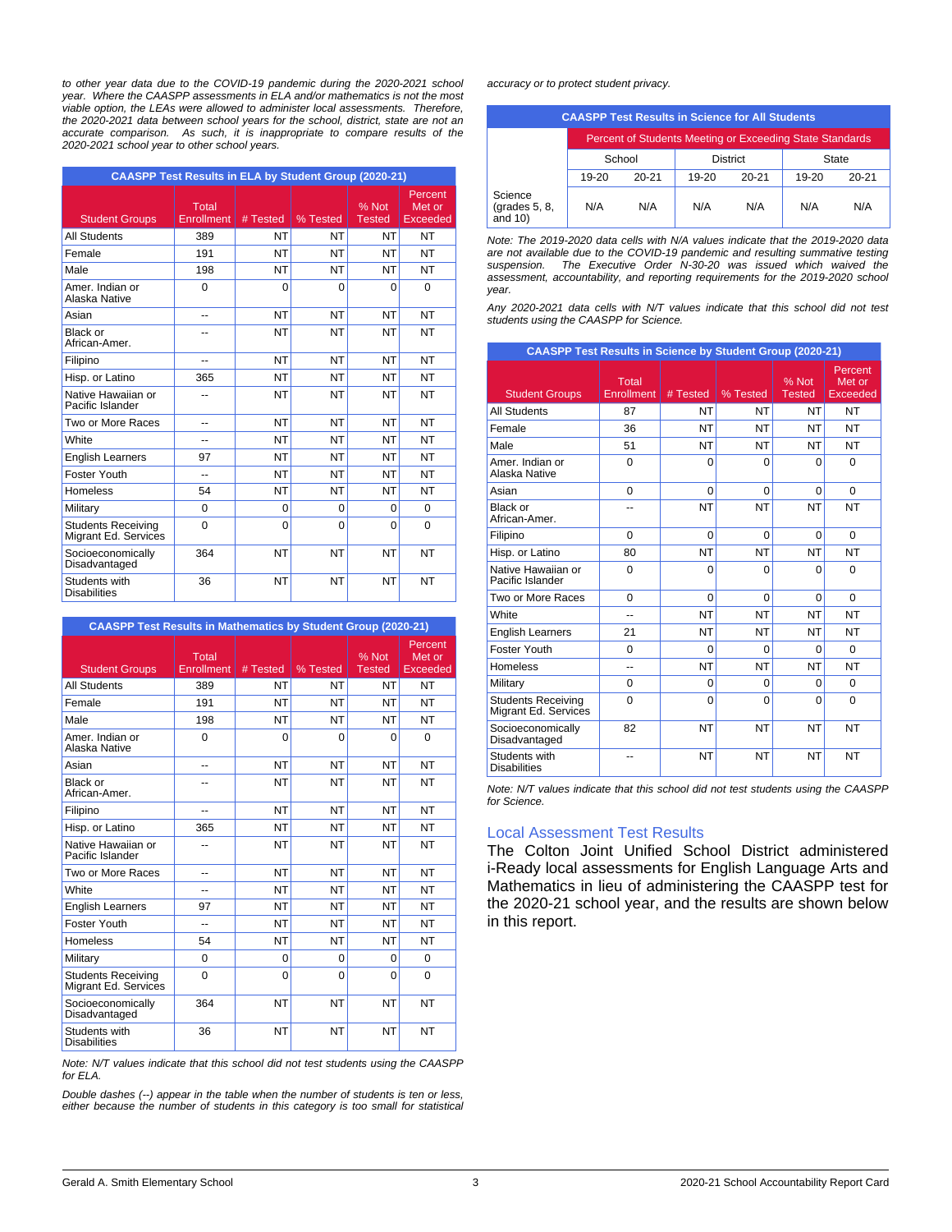*to other year data due to the COVID-19 pandemic during the 2020-2021 school year. Where the CAASPP assessments in ELA and/or mathematics is not the most viable option, the LEAs were allowed to administer local assessments. Therefore, the 2020-2021 data between school years for the school, district, state are not an accurate comparison. As such, it is inappropriate to compare results of the 2020-2021 school year to other school years.*

| CAASPP Test Results in ELA by Student Group (2020-21) | | | | | |
|---|---|---|---|---|---|
| Student Groups | Total Enrollment | # Tested | % Tested | % Not Tested | Percent Met or Exceeded |
| All Students | 389 | NT | NT | NT | NT |
| Female | 191 | NT | NT | NT | NT |
| Male | 198 | NT | NT | NT | NT |
| Amer. Indian or Alaska Native | 0 | 0 | 0 | 0 | 0 |
| Asian | -- | NT | NT | NT | NT |
| Black or African-Amer. | -- | NT | NT | NT | NT |
| Filipino | -- | NT | NT | NT | NT |
| Hisp. or Latino | 365 | NT | NT | NT | NT |
| Native Hawaiian or Pacific Islander | -- | NT | NT | NT | NT |
| Two or More Races | -- | NT | NT | NT | NT |
| White | -- | NT | NT | NT | NT |
| English Learners | 97 | NT | NT | NT | NT |
| Foster Youth | -- | NT | NT | NT | NT |
| Homeless | 54 | NT | NT | NT | NT |
| Military | 0 | 0 | 0 | 0 | 0 |
| Students Receiving Migrant Ed. Services | 0 | 0 | 0 | 0 | 0 |
| Socioeconomically Disadvantaged | 364 | NT | NT | NT | NT |
| Students with Disabilities | 36 | NT | NT | NT | NT |

| CAASPP Test Results in Mathematics by Student Group (2020-21) | | | | | |
|---|---|---|---|---|---|
| Student Groups | Total Enrollment | # Tested | % Tested | % Not Tested | Percent Met or Exceeded |
| All Students | 389 | NT | NT | NT | NT |
| Female | 191 | NT | NT | NT | NT |
| Male | 198 | NT | NT | NT | NT |
| Amer. Indian or Alaska Native | 0 | 0 | 0 | 0 | 0 |
| Asian | -- | NT | NT | NT | NT |
| Black or African-Amer. | -- | NT | NT | NT | NT |
| Filipino | -- | NT | NT | NT | NT |
| Hisp. or Latino | 365 | NT | NT | NT | NT |
| Native Hawaiian or Pacific Islander | -- | NT | NT | NT | NT |
| Two or More Races | -- | NT | NT | NT | NT |
| White | -- | NT | NT | NT | NT |
| English Learners | 97 | NT | NT | NT | NT |
| Foster Youth | -- | NT | NT | NT | NT |
| Homeless | 54 | NT | NT | NT | NT |
| Military | 0 | 0 | 0 | 0 | 0 |
| Students Receiving Migrant Ed. Services | 0 | 0 | 0 | 0 | 0 |
| Socioeconomically Disadvantaged | 364 | NT | NT | NT | NT |
| Students with Disabilities | 36 | NT | NT | NT | NT |

*Note: N/T values indicate that this school did not test students using the CAASPP for ELA.*

*Double dashes (--) appear in the table when the number of students is ten or less, either because the number of students in this category is too small for statistical accuracy or to protect student privacy.*

| CAASPP Test Results in Science for All Students | | | | | | |
|---|---|---|---|---|---|---|
| | Percent of Students Meeting or Exceeding State Standards | | | | | |
| | School | | District | | State | |
| | 19-20 | 20-21 | 19-20 | 20-21 | 19-20 | 20-21 |
| Science (grades 5, 8, and 10) | N/A | N/A | N/A | N/A | N/A | N/A |

*Note: The 2019-2020 data cells with N/A values indicate that the 2019-2020 data are not available due to the COVID-19 pandemic and resulting summative testing suspension. The Executive Order N-30-20 was issued which waived the assessment, accountability, and reporting requirements for the 2019-2020 school year.*

*Any 2020-2021 data cells with N/T values indicate that this school did not test students using the CAASPP for Science.*

| CAASPP Test Results in Science by Student Group (2020-21) | | | | | |
|---|---|---|---|---|---|
| Student Groups | Total Enrollment | # Tested | % Tested | % Not Tested | Percent Met or Exceeded |
| All Students | 87 | NT | NT | NT | NT |
| Female | 36 | NT | NT | NT | NT |
| Male | 51 | NT | NT | NT | NT |
| Amer. Indian or Alaska Native | 0 | 0 | 0 | 0 | 0 |
| Asian | 0 | 0 | 0 | 0 | 0 |
| Black or African-Amer. | -- | NT | NT | NT | NT |
| Filipino | 0 | 0 | 0 | 0 | 0 |
| Hisp. or Latino | 80 | NT | NT | NT | NT |
| Native Hawaiian or Pacific Islander | 0 | 0 | 0 | 0 | 0 |
| Two or More Races | 0 | 0 | 0 | 0 | 0 |
| White | -- | NT | NT | NT | NT |
| English Learners | 21 | NT | NT | NT | NT |
| Foster Youth | 0 | 0 | 0 | 0 | 0 |
| Homeless | -- | NT | NT | NT | NT |
| Military | 0 | 0 | 0 | 0 | 0 |
| Students Receiving Migrant Ed. Services | 0 | 0 | 0 | 0 | 0 |
| Socioeconomically Disadvantaged | 82 | NT | NT | NT | NT |
| Students with Disabilities | -- | NT | NT | NT | NT |

*Note: N/T values indicate that this school did not test students using the CAASPP for Science.*

## Local Assessment Test Results

The Colton Joint Unified School District administered i-Ready local assessments for English Language Arts and Mathematics in lieu of administering the CAASPP test for the 2020-21 school year, and the results are shown below in this report.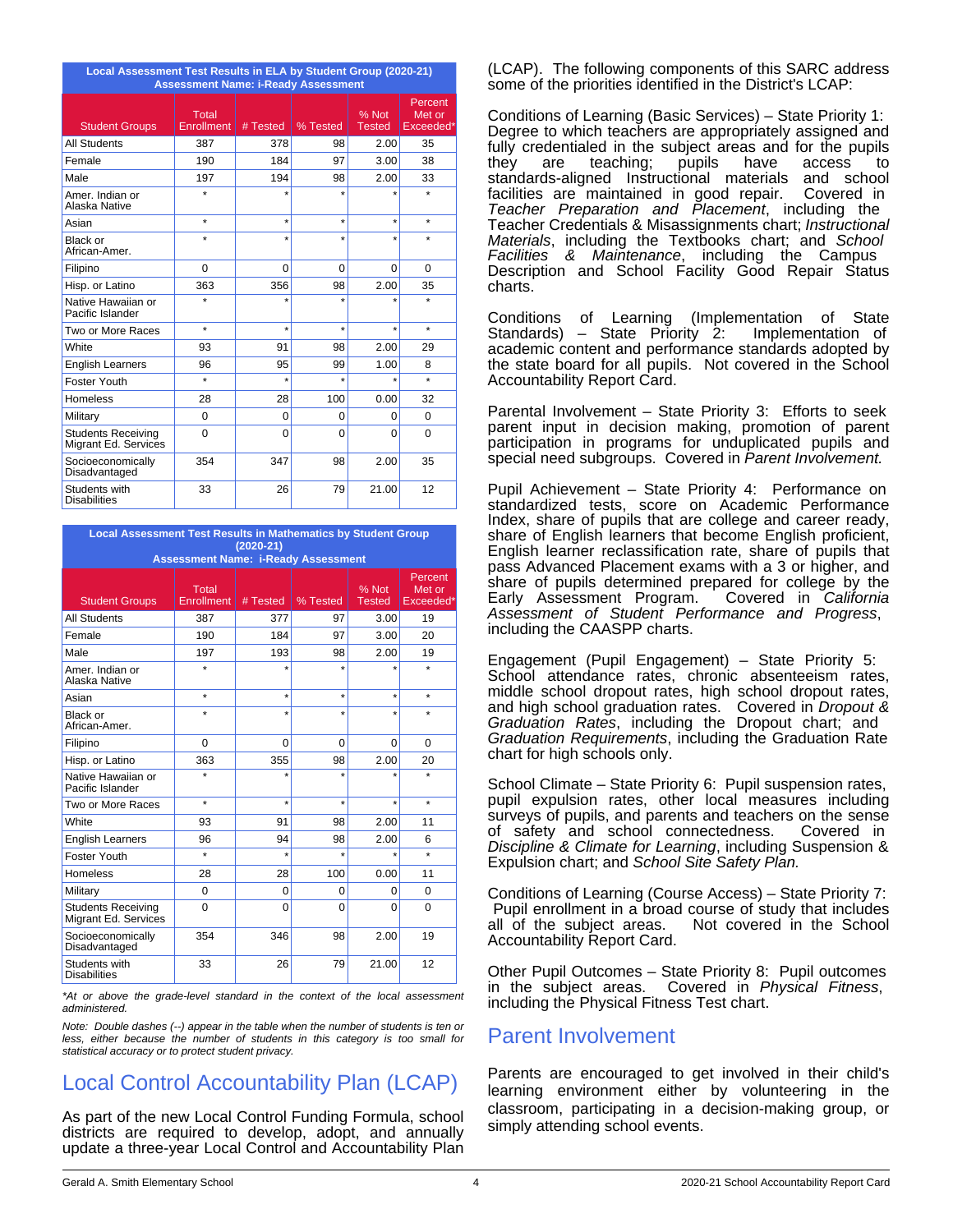| Local Assessment Test Results in ELA by Student Group (2020-21) Assessment Name: i-Ready Assessment | | | | | |
|---|---|---|---|---|---|
| Student Groups | Total Enrollment | # Tested | % Tested | % Not Tested | Percent Met or Exceeded* |
| All Students | 387 | 378 | 98 | 2.00 | 35 |
| Female | 190 | 184 | 97 | 3.00 | 38 |
| Male | 197 | 194 | 98 | 2.00 | 33 |
| Amer. Indian or Alaska Native | * | * | * | * | * |
| Asian | * | * | * | * | * |
| Black or African-Amer. | * | * | * | * | * |
| Filipino | 0 | 0 | 0 | 0 | 0 |
| Hisp. or Latino | 363 | 356 | 98 | 2.00 | 35 |
| Native Hawaiian or Pacific Islander | * | * | * | * | * |
| Two or More Races | * | * | * | * | * |
| White | 93 | 91 | 98 | 2.00 | 29 |
| English Learners | 96 | 95 | 99 | 1.00 | 8 |
| Foster Youth | * | * | * | * | * |
| Homeless | 28 | 28 | 100 | 0.00 | 32 |
| Military | 0 | 0 | 0 | 0 | 0 |
| Students Receiving Migrant Ed. Services | 0 | 0 | 0 | 0 | 0 |
| Socioeconomically Disadvantaged | 354 | 347 | 98 | 2.00 | 35 |
| Students with Disabilities | 33 | 26 | 79 | 21.00 | 12 |

| Local Assessment Test Results in Mathematics by Student Group (2020-21) Assessment Name: i-Ready Assessment | | | | | |
|---|---|---|---|---|---|
| Student Groups | Total Enrollment | # Tested | % Tested | % Not Tested | Percent Met or Exceeded* |
| All Students | 387 | 377 | 97 | 3.00 | 19 |
| Female | 190 | 184 | 97 | 3.00 | 20 |
| Male | 197 | 193 | 98 | 2.00 | 19 |
| Amer. Indian or Alaska Native | * | * | * | * | * |
| Asian | * | * | * | * | * |
| Black or African-Amer. | * | * | * | * | * |
| Filipino | 0 | 0 | 0 | 0 | 0 |
| Hisp. or Latino | 363 | 355 | 98 | 2.00 | 20 |
| Native Hawaiian or Pacific Islander | * | * | * | * | * |
| Two or More Races | * | * | * | * | * |
| White | 93 | 91 | 98 | 2.00 | 11 |
| English Learners | 96 | 94 | 98 | 2.00 | 6 |
| Foster Youth | * | * | * | * | * |
| Homeless | 28 | 28 | 100 | 0.00 | 11 |
| Military | 0 | 0 | 0 | 0 | 0 |
| Students Receiving Migrant Ed. Services | 0 | 0 | 0 | 0 | 0 |
| Socioeconomically Disadvantaged | 354 | 346 | 98 | 2.00 | 19 |
| Students with Disabilities | 33 | 26 | 79 | 21.00 | 12 |

*\*At or above the grade-level standard in the context of the local assessment administered.*

*Note: Double dashes (--) appear in the table when the number of students is ten or less, either because the number of students in this category is too small for statistical accuracy or to protect student privacy.*

# Local Control Accountability Plan (LCAP)

As part of the new Local Control Funding Formula, school districts are required to develop, adopt, and annually update a three-year Local Control and Accountability Plan (LCAP). The following components of this SARC address some of the priorities identified in the District's LCAP:

Conditions of Learning (Basic Services) – State Priority 1: Degree to which teachers are appropriately assigned and fully credentialed in the subject areas and for the pupils they are teaching; pupils have access to standards-aligned Instructional materials and school facilities are maintained in good repair. Covered in *Teacher Preparation and Placement*, including the Teacher Credentials & Misassignments chart; *Instructional Materials*, including the Textbooks chart; and *School Facilities & Maintenance*, including the Campus Description and School Facility Good Repair Status charts.

Conditions of Learning (Implementation of State Standards) – State Priority 2: Implementation of academic content and performance standards adopted by the state board for all pupils. Not covered in the School Accountability Report Card.

Parental Involvement – State Priority 3: Efforts to seek parent input in decision making, promotion of parent participation in programs for unduplicated pupils and special need subgroups. Covered in *Parent Involvement.*

Pupil Achievement – State Priority 4: Performance on standardized tests, score on Academic Performance Index, share of pupils that are college and career ready, share of English learners that become English proficient, English learner reclassification rate, share of pupils that pass Advanced Placement exams with a 3 or higher, and share of pupils determined prepared for college by the Early Assessment Program. Covered in *California Assessment of Student Performance and Progress*, including the CAASPP charts.

Engagement (Pupil Engagement) – State Priority 5: School attendance rates, chronic absenteeism rates, middle school dropout rates, high school dropout rates, and high school graduation rates. Covered in *Dropout & Graduation Rates*, including the Dropout chart; and *Graduation Requirements*, including the Graduation Rate chart for high schools only.

School Climate – State Priority 6: Pupil suspension rates, pupil expulsion rates, other local measures including surveys of pupils, and parents and teachers on the sense of safety and school connectedness. Covered in *Discipline & Climate for Learning*, including Suspension & Expulsion chart; and *School Site Safety Plan.*

Conditions of Learning (Course Access) – State Priority 7: Pupil enrollment in a broad course of study that includes all of the subject areas. Not covered in the School Accountability Report Card.

Other Pupil Outcomes – State Priority 8: Pupil outcomes in the subject areas. Covered in *Physical Fitness*, including the Physical Fitness Test chart.

# Parent Involvement

Parents are encouraged to get involved in their child's learning environment either by volunteering in the classroom, participating in a decision-making group, or simply attending school events.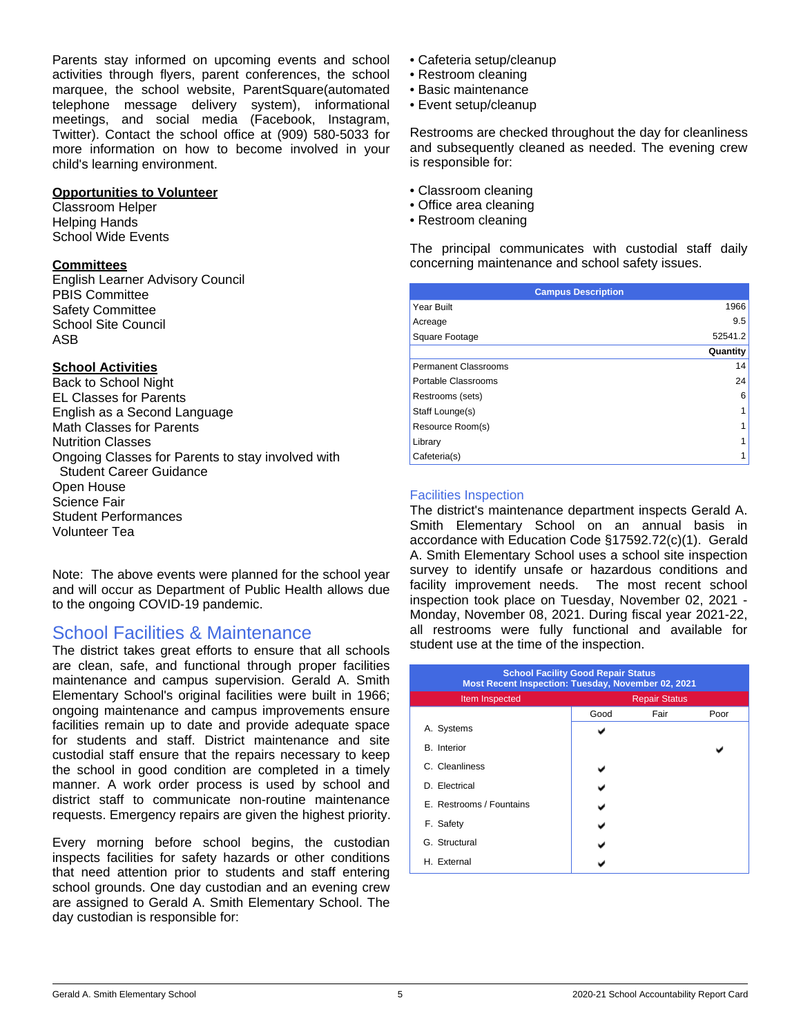Parents stay informed on upcoming events and school activities through flyers, parent conferences, the school marquee, the school website, ParentSquare(automated telephone message delivery system), informational meetings, and social media (Facebook, Instagram, Twitter). Contact the school office at (909) 580-5033 for more information on how to become involved in your child's learning environment.

**Opportunities to Volunteer**
Classroom Helper
Helping Hands
School Wide Events

**Committees**
English Learner Advisory Council
PBIS Committee
Safety Committee
School Site Council
ASB

**School Activities**
Back to School Night
EL Classes for Parents
English as a Second Language
Math Classes for Parents
Nutrition Classes
Ongoing Classes for Parents to stay involved with Student Career Guidance
Open House
Science Fair
Student Performances
Volunteer Tea

Note: The above events were planned for the school year and will occur as Department of Public Health allows due to the ongoing COVID-19 pandemic.

## School Facilities & Maintenance

The district takes great efforts to ensure that all schools are clean, safe, and functional through proper facilities maintenance and campus supervision. Gerald A. Smith Elementary School's original facilities were built in 1966; ongoing maintenance and campus improvements ensure facilities remain up to date and provide adequate space for students and staff. District maintenance and site custodial staff ensure that the repairs necessary to keep the school in good condition are completed in a timely manner. A work order process is used by school and district staff to communicate non-routine maintenance requests. Emergency repairs are given the highest priority.

Every morning before school begins, the custodian inspects facilities for safety hazards or other conditions that need attention prior to students and staff entering school grounds. One day custodian and an evening crew are assigned to Gerald A. Smith Elementary School. The day custodian is responsible for:

- Cafeteria setup/cleanup
- Restroom cleaning
- Basic maintenance
- Event setup/cleanup

Restrooms are checked throughout the day for cleanliness and subsequently cleaned as needed. The evening crew is responsible for:

- Classroom cleaning
- Office area cleaning
- Restroom cleaning

The principal communicates with custodial staff daily concerning maintenance and school safety issues.

| Campus Description | |
|---|---|
| Year Built | 1966 |
| Acreage | 9.5 |
| Square Footage | 52541.2 |
| | **Quantity** |
| Permanent Classrooms | 14 |
| Portable Classrooms | 24 |
| Restrooms (sets) | 6 |
| Staff Lounge(s) | 1 |
| Resource Room(s) | 1 |
| Library | 1 |
| Cafeteria(s) | 1 |

### Facilities Inspection

The district's maintenance department inspects Gerald A. Smith Elementary School on an annual basis in accordance with Education Code §17592.72(c)(1). Gerald A. Smith Elementary School uses a school site inspection survey to identify unsafe or hazardous conditions and facility improvement needs. The most recent school inspection took place on Tuesday, November 02, 2021 - Monday, November 08, 2021. During fiscal year 2021-22, all restrooms were fully functional and available for student use at the time of the inspection.

| School Facility Good Repair Status<br>Most Recent Inspection: Tuesday, November 02, 2021 | | | |
|---|---|---|---|
| Item Inspected | Repair Status | | |
| | Good | Fair | Poor |
| A. Systems | ✔ | | |
| B. Interior | | | ✔ |
| C. Cleanliness | ✔ | | |
| D. Electrical | ✔ | | |
| E. Restrooms / Fountains | ✔ | | |
| F. Safety | ✔ | | |
| G. Structural | ✔ | | |
| H. External | ✔ | | |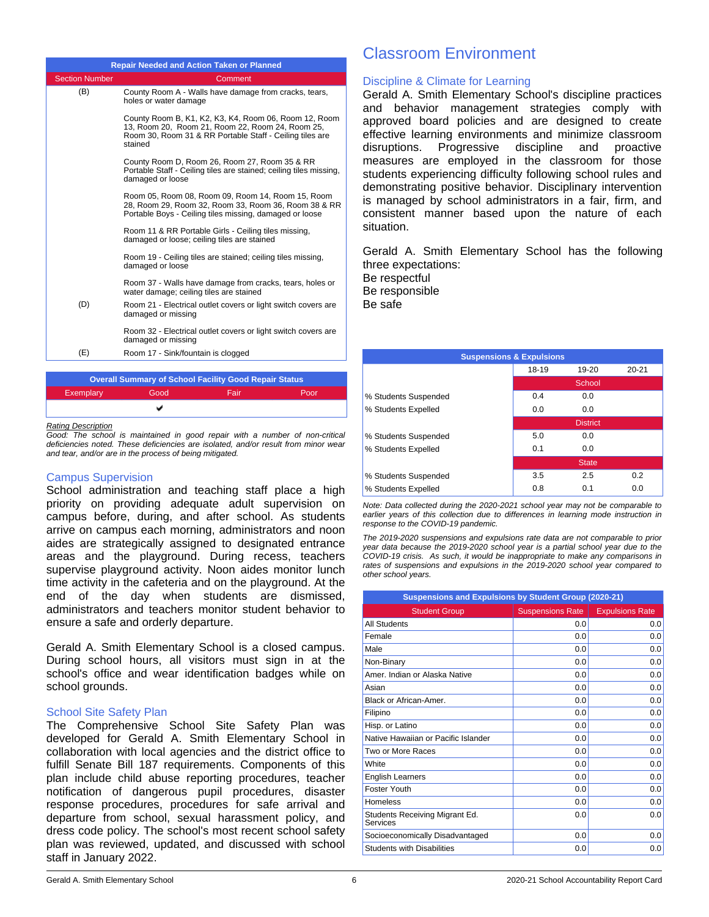| Repair Needed and Action Taken or Planned | |
|---|---|
| Section Number | Comment |
| (B) | County Room A - Walls have damage from cracks, tears, holes or water damage |
| | County Room B, K1, K2, K3, K4, Room 06, Room 12, Room 13, Room 20, Room 21, Room 22, Room 24, Room 25, Room 30, Room 31 & RR Portable Staff - Ceiling tiles are stained |
| | County Room D, Room 26, Room 27, Room 35 & RR Portable Staff - Ceiling tiles are stained; ceiling tiles missing, damaged or loose |
| | Room 05, Room 08, Room 09, Room 14, Room 15, Room 28, Room 29, Room 32, Room 33, Room 36, Room 38 & RR Portable Boys - Ceiling tiles missing, damaged or loose |
| | Room 11 & RR Portable Girls - Ceiling tiles missing, damaged or loose; ceiling tiles are stained |
| | Room 19 - Ceiling tiles are stained; ceiling tiles missing, damaged or loose |
| | Room 37 - Walls have damage from cracks, tears, holes or water damage; ceiling tiles are stained |
| (D) | Room 21 - Electrical outlet covers or light switch covers are damaged or missing |
| | Room 32 - Electrical outlet covers or light switch covers are damaged or missing |
| (E) | Room 17 - Sink/fountain is clogged |

| Overall Summary of School Facility Good Repair Status | | | |
|---|---|---|---|
| Exemplary | Good | Fair | Poor |
| | ✔ | | |

*Rating Description*

*Good: The school is maintained in good repair with a number of non-critical deficiencies noted. These deficiencies are isolated, and/or result from minor wear and tear, and/or are in the process of being mitigated.*

## Campus Supervision

School administration and teaching staff place a high priority on providing adequate adult supervision on campus before, during, and after school. As students arrive on campus each morning, administrators and noon aides are strategically assigned to designated entrance areas and the playground. During recess, teachers supervise playground activity. Noon aides monitor lunch time activity in the cafeteria and on the playground. At the end of the day when students are dismissed, administrators and teachers monitor student behavior to ensure a safe and orderly departure.

Gerald A. Smith Elementary School is a closed campus. During school hours, all visitors must sign in at the school's office and wear identification badges while on school grounds.

## School Site Safety Plan

The Comprehensive School Site Safety Plan was developed for Gerald A. Smith Elementary School in collaboration with local agencies and the district office to fulfill Senate Bill 187 requirements. Components of this plan include child abuse reporting procedures, teacher notification of dangerous pupil procedures, disaster response procedures, procedures for safe arrival and departure from school, sexual harassment policy, and dress code policy. The school's most recent school safety plan was reviewed, updated, and discussed with school staff in January 2022.

# Classroom Environment

## Discipline & Climate for Learning

Gerald A. Smith Elementary School's discipline practices and behavior management strategies comply with approved board policies and are designed to create effective learning environments and minimize classroom disruptions. Progressive discipline and proactive measures are employed in the classroom for those students experiencing difficulty following school rules and demonstrating positive behavior. Disciplinary intervention is managed by school administrators in a fair, firm, and consistent manner based upon the nature of each situation.

Gerald A. Smith Elementary School has the following three expectations:
Be respectful
Be responsible
Be safe

| Suspensions & Expulsions | | | |
|---|---|---|---|
| | 18-19 | 19-20 | 20-21 |
| | School | | |
| % Students Suspended | 0.4 | 0.0 | |
| % Students Expelled | 0.0 | 0.0 | |
| | District | | |
| % Students Suspended | 5.0 | 0.0 | |
| % Students Expelled | 0.1 | 0.0 | |
| | State | | |
| % Students Suspended | 3.5 | 2.5 | 0.2 |
| % Students Expelled | 0.8 | 0.1 | 0.0 |

*Note: Data collected during the 2020-2021 school year may not be comparable to earlier years of this collection due to differences in learning mode instruction in response to the COVID-19 pandemic.*

*The 2019-2020 suspensions and expulsions rate data are not comparable to prior year data because the 2019-2020 school year is a partial school year due to the COVID-19 crisis. As such, it would be inappropriate to make any comparisons in rates of suspensions and expulsions in the 2019-2020 school year compared to other school years.*

| Suspensions and Expulsions by Student Group (2020-21) | | |
|---|---|---|
| Student Group | Suspensions Rate | Expulsions Rate |
| All Students | 0.0 | 0.0 |
| Female | 0.0 | 0.0 |
| Male | 0.0 | 0.0 |
| Non-Binary | 0.0 | 0.0 |
| Amer. Indian or Alaska Native | 0.0 | 0.0 |
| Asian | 0.0 | 0.0 |
| Black or African-Amer. | 0.0 | 0.0 |
| Filipino | 0.0 | 0.0 |
| Hisp. or Latino | 0.0 | 0.0 |
| Native Hawaiian or Pacific Islander | 0.0 | 0.0 |
| Two or More Races | 0.0 | 0.0 |
| White | 0.0 | 0.0 |
| English Learners | 0.0 | 0.0 |
| Foster Youth | 0.0 | 0.0 |
| Homeless | 0.0 | 0.0 |
| Students Receiving Migrant Ed. Services | 0.0 | 0.0 |
| Socioeconomically Disadvantaged | 0.0 | 0.0 |
| Students with Disabilities | 0.0 | 0.0 |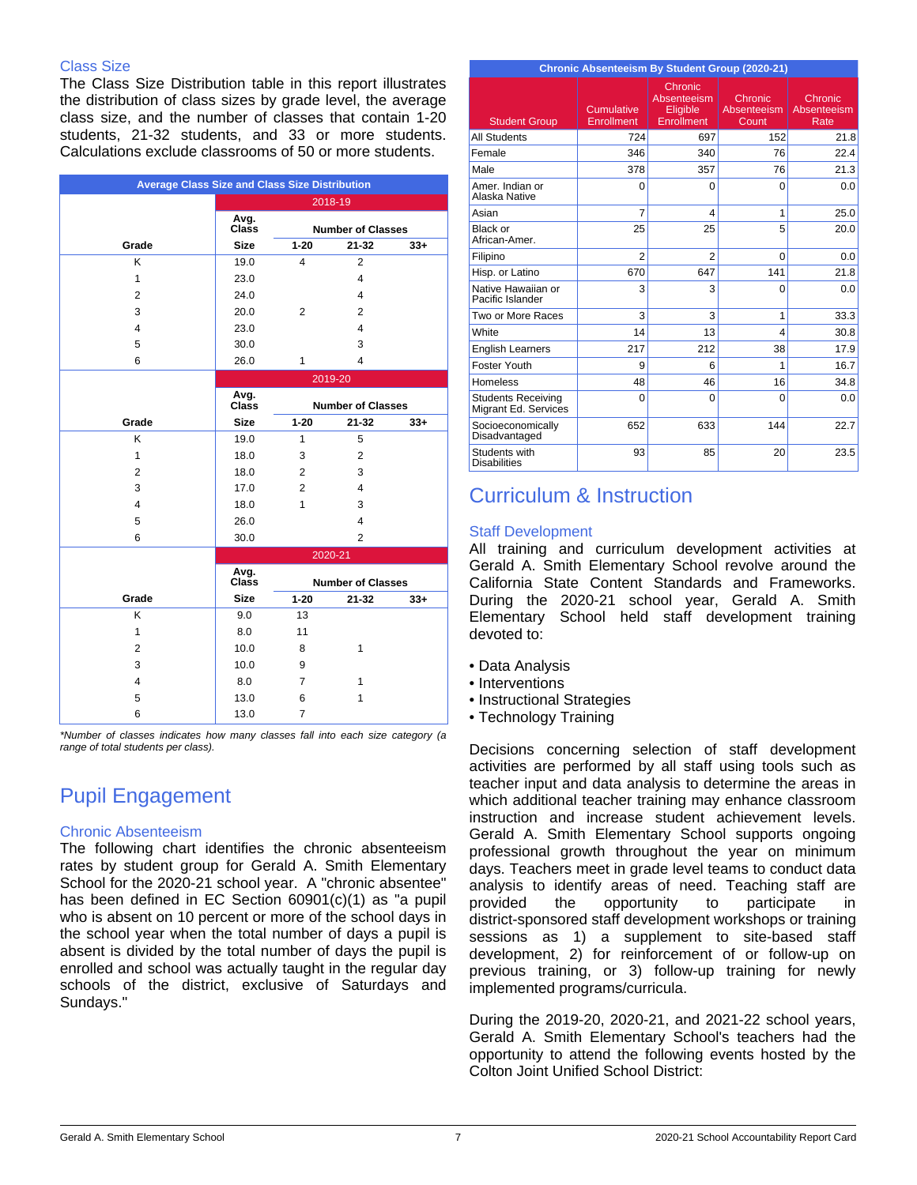### Class Size

The Class Size Distribution table in this report illustrates the distribution of class sizes by grade level, the average class size, and the number of classes that contain 1-20 students, 21-32 students, and 33 or more students. Calculations exclude classrooms of 50 or more students.

**Average Class Size and Class Size Distribution**

| Grade | Avg. Class Size | Number of Classes 1-20 | Number of Classes 21-32 | Number of Classes 33+ |
|---|---|---|---|---|
| **2018-19** | | | | |
| K | 19.0 | 4 | 2 | |
| 1 | 23.0 | | 4 | |
| 2 | 24.0 | | 4 | |
| 3 | 20.0 | 2 | 2 | |
| 4 | 23.0 | | 4 | |
| 5 | 30.0 | | 3 | |
| 6 | 26.0 | 1 | 4 | |
| **2019-20** | | | | |
| K | 19.0 | 1 | 5 | |
| 1 | 18.0 | 3 | 2 | |
| 2 | 18.0 | 2 | 3 | |
| 3 | 17.0 | 2 | 4 | |
| 4 | 18.0 | 1 | 3 | |
| 5 | 26.0 | | 4 | |
| 6 | 30.0 | | 2 | |
| **2020-21** | | | | |
| K | 9.0 | 13 | | |
| 1 | 8.0 | 11 | | |
| 2 | 10.0 | 8 | 1 | |
| 3 | 10.0 | 9 | | |
| 4 | 8.0 | 7 | 1 | |
| 5 | 13.0 | 6 | 1 | |
| 6 | 13.0 | 7 | | |

*\*Number of classes indicates how many classes fall into each size category (a range of total students per class).*

## Pupil Engagement

### Chronic Absenteeism

The following chart identifies the chronic absenteeism rates by student group for Gerald A. Smith Elementary School for the 2020-21 school year. A "chronic absentee" has been defined in EC Section 60901(c)(1) as "a pupil who is absent on 10 percent or more of the school days in the school year when the total number of days a pupil is absent is divided by the total number of days the pupil is enrolled and school was actually taught in the regular day schools of the district, exclusive of Saturdays and Sundays."

**Chronic Absenteeism By Student Group (2020-21)**

| Student Group | Cumulative Enrollment | Chronic Absenteeism Eligible Enrollment | Chronic Absenteeism Count | Chronic Absenteeism Rate |
|---|---|---|---|---|
| All Students | 724 | 697 | 152 | 21.8 |
| Female | 346 | 340 | 76 | 22.4 |
| Male | 378 | 357 | 76 | 21.3 |
| Amer. Indian or Alaska Native | 0 | 0 | 0 | 0.0 |
| Asian | 7 | 4 | 1 | 25.0 |
| Black or African-Amer. | 25 | 25 | 5 | 20.0 |
| Filipino | 2 | 2 | 0 | 0.0 |
| Hisp. or Latino | 670 | 647 | 141 | 21.8 |
| Native Hawaiian or Pacific Islander | 3 | 3 | 0 | 0.0 |
| Two or More Races | 3 | 3 | 1 | 33.3 |
| White | 14 | 13 | 4 | 30.8 |
| English Learners | 217 | 212 | 38 | 17.9 |
| Foster Youth | 9 | 6 | 1 | 16.7 |
| Homeless | 48 | 46 | 16 | 34.8 |
| Students Receiving Migrant Ed. Services | 0 | 0 | 0 | 0.0 |
| Socioeconomically Disadvantaged | 652 | 633 | 144 | 22.7 |
| Students with Disabilities | 93 | 85 | 20 | 23.5 |

## Curriculum & Instruction

### Staff Development

All training and curriculum development activities at Gerald A. Smith Elementary School revolve around the California State Content Standards and Frameworks. During the 2020-21 school year, Gerald A. Smith Elementary School held staff development training devoted to:

- Data Analysis
- Interventions
- Instructional Strategies
- Technology Training

Decisions concerning selection of staff development activities are performed by all staff using tools such as teacher input and data analysis to determine the areas in which additional teacher training may enhance classroom instruction and increase student achievement levels. Gerald A. Smith Elementary School supports ongoing professional growth throughout the year on minimum days. Teachers meet in grade level teams to conduct data analysis to identify areas of need. Teaching staff are provided the opportunity to participate in district-sponsored staff development workshops or training sessions as 1) a supplement to site-based staff development, 2) for reinforcement of or follow-up on previous training, or 3) follow-up training for newly implemented programs/curricula.

During the 2019-20, 2020-21, and 2021-22 school years, Gerald A. Smith Elementary School's teachers had the opportunity to attend the following events hosted by the Colton Joint Unified School District: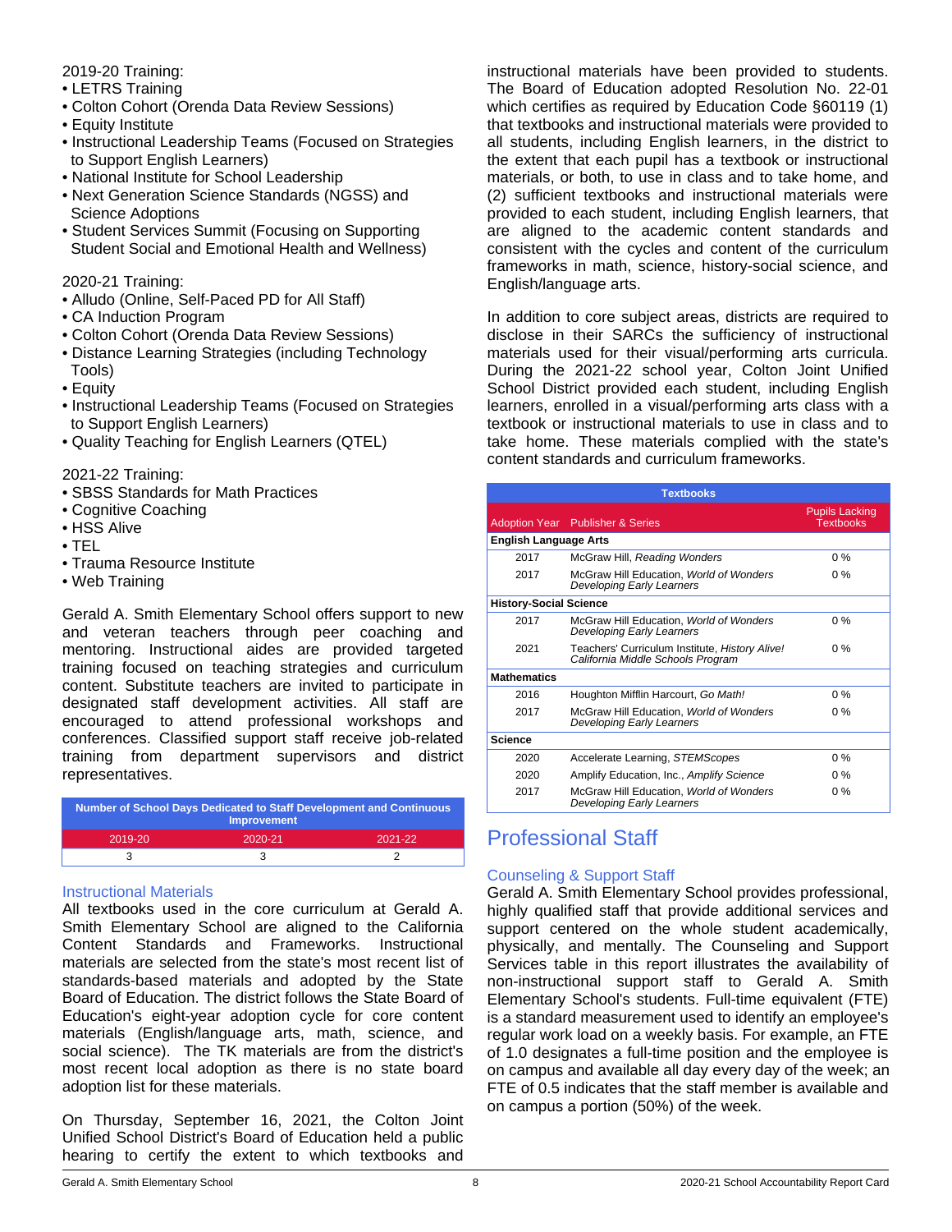2019-20 Training:
- LETRS Training
- Colton Cohort (Orenda Data Review Sessions)
- Equity Institute
- Instructional Leadership Teams (Focused on Strategies to Support English Learners)
- National Institute for School Leadership
- Next Generation Science Standards (NGSS) and Science Adoptions
- Student Services Summit (Focusing on Supporting Student Social and Emotional Health and Wellness)

2020-21 Training:
- Alludo (Online, Self-Paced PD for All Staff)
- CA Induction Program
- Colton Cohort (Orenda Data Review Sessions)
- Distance Learning Strategies (including Technology Tools)
- Equity
- Instructional Leadership Teams (Focused on Strategies to Support English Learners)
- Quality Teaching for English Learners (QTEL)

2021-22 Training:
- SBSS Standards for Math Practices
- Cognitive Coaching
- HSS Alive
- TEL
- Trauma Resource Institute
- Web Training

Gerald A. Smith Elementary School offers support to new and veteran teachers through peer coaching and mentoring. Instructional aides are provided targeted training focused on teaching strategies and curriculum content. Substitute teachers are invited to participate in designated staff development activities. All staff are encouraged to attend professional workshops and conferences. Classified support staff receive job-related training from department supervisors and district representatives.

| Number of School Days Dedicated to Staff Development and Continuous Improvement | | |
|---|---|---|
| 2019-20 | 2020-21 | 2021-22 |
| 3 | 3 | 2 |

## Instructional Materials

All textbooks used in the core curriculum at Gerald A. Smith Elementary School are aligned to the California Content Standards and Frameworks. Instructional materials are selected from the state's most recent list of standards-based materials and adopted by the State Board of Education. The district follows the State Board of Education's eight-year adoption cycle for core content materials (English/language arts, math, science, and social science). The TK materials are from the district's most recent local adoption as there is no state board adoption list for these materials.

On Thursday, September 16, 2021, the Colton Joint Unified School District's Board of Education held a public hearing to certify the extent to which textbooks and instructional materials have been provided to students. The Board of Education adopted Resolution No. 22-01 which certifies as required by Education Code §60119 (1) that textbooks and instructional materials were provided to all students, including English learners, in the district to the extent that each pupil has a textbook or instructional materials, or both, to use in class and to take home, and (2) sufficient textbooks and instructional materials were provided to each student, including English learners, that are aligned to the academic content standards and consistent with the cycles and content of the curriculum frameworks in math, science, history-social science, and English/language arts.

In addition to core subject areas, districts are required to disclose in their SARCs the sufficiency of instructional materials used for their visual/performing arts curricula. During the 2021-22 school year, Colton Joint Unified School District provided each student, including English learners, enrolled in a visual/performing arts class with a textbook or instructional materials to use in class and to take home. These materials complied with the state's content standards and curriculum frameworks.

| Textbooks | | |
|---|---|---|
| Adoption Year | Publisher & Series | Pupils Lacking Textbooks |
| **English Language Arts** | | |
| 2017 | McGraw Hill, *Reading Wonders* | 0 % |
| 2017 | McGraw Hill Education, *World of Wonders Developing Early Learners* | 0 % |
| **History-Social Science** | | |
| 2017 | McGraw Hill Education, *World of Wonders Developing Early Learners* | 0 % |
| 2021 | Teachers' Curriculum Institute, *History Alive! California Middle Schools Program* | 0 % |
| **Mathematics** | | |
| 2016 | Houghton Mifflin Harcourt, *Go Math!* | 0 % |
| 2017 | McGraw Hill Education, *World of Wonders Developing Early Learners* | 0 % |
| **Science** | | |
| 2020 | Accelerate Learning, *STEMScopes* | 0 % |
| 2020 | Amplify Education, Inc., *Amplify Science* | 0 % |
| 2017 | McGraw Hill Education, *World of Wonders Developing Early Learners* | 0 % |

# Professional Staff

## Counseling & Support Staff

Gerald A. Smith Elementary School provides professional, highly qualified staff that provide additional services and support centered on the whole student academically, physically, and mentally. The Counseling and Support Services table in this report illustrates the availability of non-instructional support staff to Gerald A. Smith Elementary School's students. Full-time equivalent (FTE) is a standard measurement used to identify an employee's regular work load on a weekly basis. For example, an FTE of 1.0 designates a full-time position and the employee is on campus and available all day every day of the week; an FTE of 0.5 indicates that the staff member is available and on campus a portion (50%) of the week.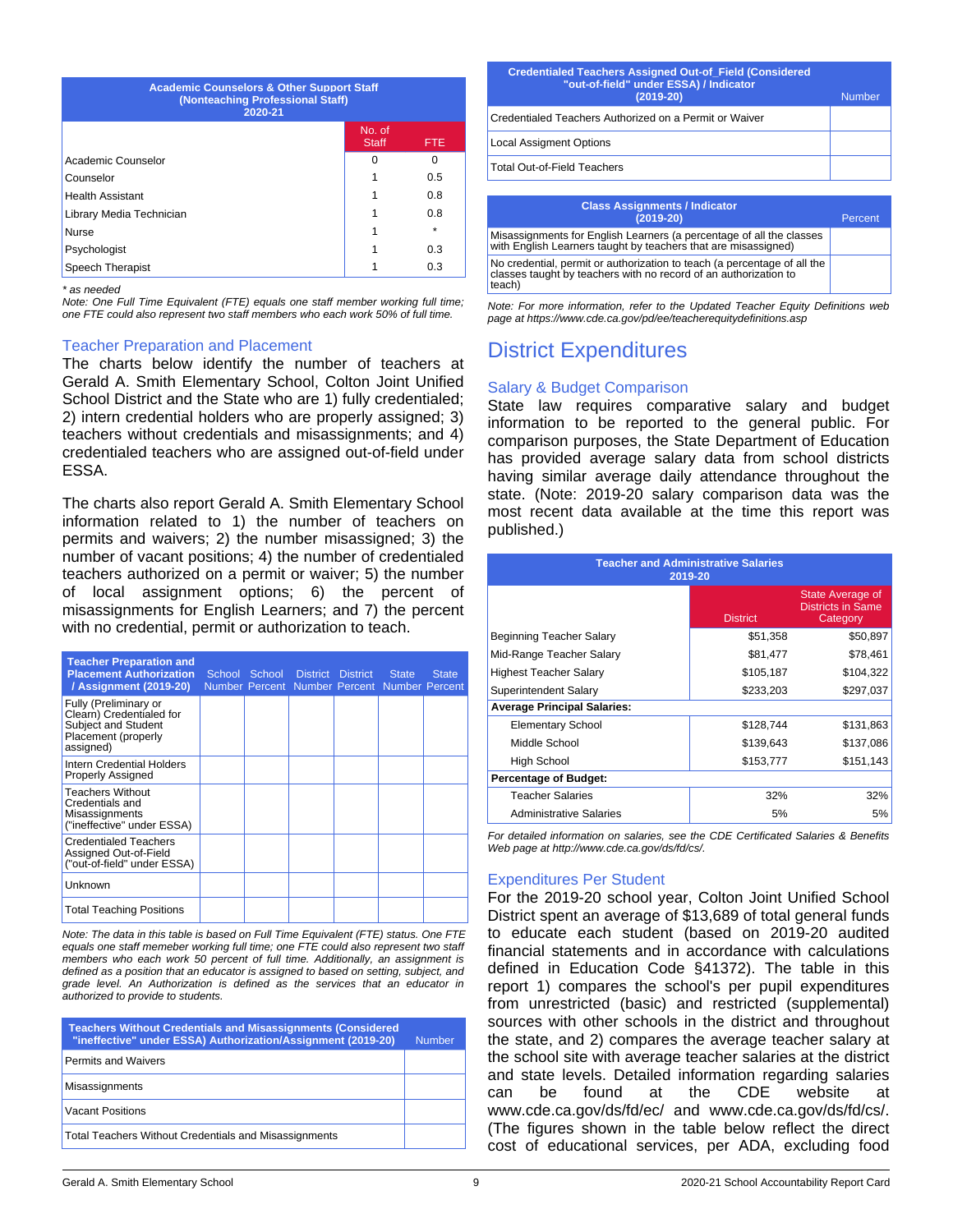| Academic Counselors & Other Support Staff (Nonteaching Professional Staff) 2020-21 | No. of Staff | FTE |
|---|---|---|
| Academic Counselor | 0 | 0 |
| Counselor | 1 | 0.5 |
| Health Assistant | 1 | 0.8 |
| Library Media Technician | 1 | 0.8 |
| Nurse | 1 | * |
| Psychologist | 1 | 0.3 |
| Speech Therapist | 1 | 0.3 |

*\* as needed*

*Note: One Full Time Equivalent (FTE) equals one staff member working full time; one FTE could also represent two staff members who each work 50% of full time.*

## Teacher Preparation and Placement

The charts below identify the number of teachers at Gerald A. Smith Elementary School, Colton Joint Unified School District and the State who are 1) fully credentialed; 2) intern credential holders who are properly assigned; 3) teachers without credentials and misassignments; and 4) credentialed teachers who are assigned out-of-field under ESSA.

The charts also report Gerald A. Smith Elementary School information related to 1) the number of teachers on permits and waivers; 2) the number misassigned; 3) the number of vacant positions; 4) the number of credentialed teachers authorized on a permit or waiver; 5) the number of local assignment options; 6) the percent of misassignments for English Learners; and 7) the percent with no credential, permit or authorization to teach.

| Teacher Preparation and Placement Authorization / Assignment (2019-20) | School Number | School Percent | District Number | District Percent | State Number | State Percent |
|---|---|---|---|---|---|---|
| Fully (Preliminary or Clearn) Credentialed for Subject and Student Placement (properly assigned) | | | | | | |
| Intern Credential Holders Properly Assigned | | | | | | |
| Teachers Without Credentials and Misassignments ("ineffective" under ESSA) | | | | | | |
| Credentialed Teachers Assigned Out-of-Field ("out-of-field" under ESSA) | | | | | | |
| Unknown | | | | | | |
| Total Teaching Positions | | | | | | |

*Note: The data in this table is based on Full Time Equivalent (FTE) status. One FTE equals one staff memeber working full time; one FTE could also represent two staff members who each work 50 percent of full time. Additionally, an assignment is defined as a position that an educator is assigned to based on setting, subject, and grade level. An Authorization is defined as the services that an educator in authorized to provide to students.*

| Teachers Without Credentials and Misassignments (Considered "ineffective" under ESSA) Authorization/Assignment (2019-20) | Number |
|---|---|
| Permits and Waivers | |
| Misassignments | |
| Vacant Positions | |
| Total Teachers Without Credentials and Misassignments | |

| Credentialed Teachers Assigned Out-of_Field (Considered "out-of-field" under ESSA) / Indicator (2019-20) | Number |
|---|---|
| Credentialed Teachers Authorized on a Permit or Waiver | |
| Local Assigment Options | |
| Total Out-of-Field Teachers | |

| Class Assignments / Indicator (2019-20) | Percent |
|---|---|
| Misassignments for English Learners (a percentage of all the classes with English Learners taught by teachers that are misassigned) | |
| No credential, permit or authorization to teach (a percentage of all the classes taught by teachers with no record of an authorization to teach) | |

*Note: For more information, refer to the Updated Teacher Equity Definitions web page at https://www.cde.ca.gov/pd/ee/teacherequitydefinitions.asp*

# District Expenditures

## Salary & Budget Comparison

State law requires comparative salary and budget information to be reported to the general public. For comparison purposes, the State Department of Education has provided average salary data from school districts having similar average daily attendance throughout the state. (Note: 2019-20 salary comparison data was the most recent data available at the time this report was published.)

| Teacher and Administrative Salaries 2019-20 | District | State Average of Districts in Same Category |
|---|---|---|
| Beginning Teacher Salary | $51,358 | $50,897 |
| Mid-Range Teacher Salary | $81,477 | $78,461 |
| Highest Teacher Salary | $105,187 | $104,322 |
| Superintendent Salary | $233,203 | $297,037 |
| **Average Principal Salaries:** | | |
| Elementary School | $128,744 | $131,863 |
| Middle School | $139,643 | $137,086 |
| High School | $153,777 | $151,143 |
| **Percentage of Budget:** | | |
| Teacher Salaries | 32% | 32% |
| Administrative Salaries | 5% | 5% |

*For detailed information on salaries, see the CDE Certificated Salaries & Benefits Web page at http://www.cde.ca.gov/ds/fd/cs/.*

## Expenditures Per Student

For the 2019-20 school year, Colton Joint Unified School District spent an average of $13,689 of total general funds to educate each student (based on 2019-20 audited financial statements and in accordance with calculations defined in Education Code §41372). The table in this report 1) compares the school's per pupil expenditures from unrestricted (basic) and restricted (supplemental) sources with other schools in the district and throughout the state, and 2) compares the average teacher salary at the school site with average teacher salaries at the district and state levels. Detailed information regarding salaries can be found at the CDE website at www.cde.ca.gov/ds/fd/ec/ and www.cde.ca.gov/ds/fd/cs/. (The figures shown in the table below reflect the direct cost of educational services, per ADA, excluding food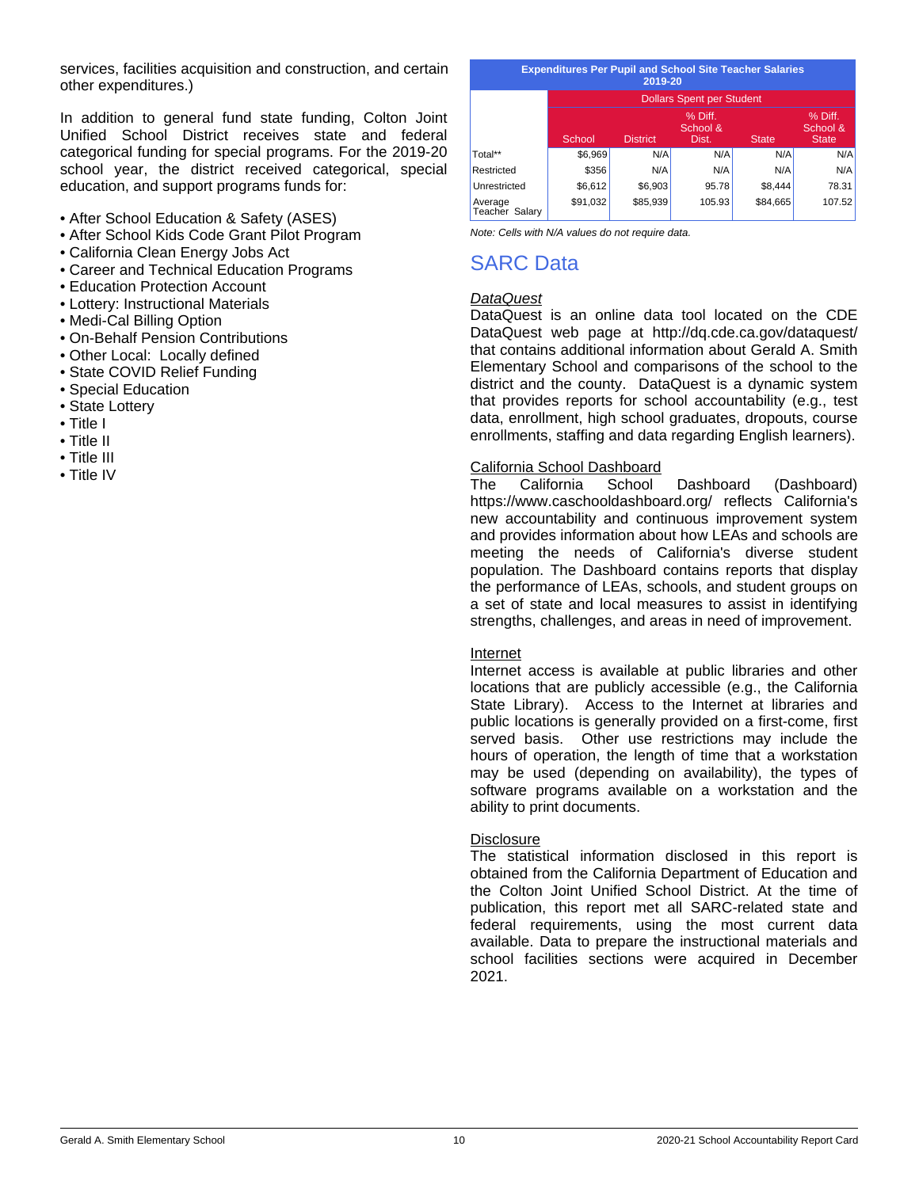services, facilities acquisition and construction, and certain other expenditures.)

In addition to general fund state funding, Colton Joint Unified School District receives state and federal categorical funding for special programs. For the 2019-20 school year, the district received categorical, special education, and support programs funds for:

- After School Education & Safety (ASES)
- After School Kids Code Grant Pilot Program
- California Clean Energy Jobs Act
- Career and Technical Education Programs
- Education Protection Account
- Lottery: Instructional Materials
- Medi-Cal Billing Option
- On-Behalf Pension Contributions
- Other Local: Locally defined
- State COVID Relief Funding
- Special Education
- State Lottery
- Title I
- Title II
- Title III
- Title IV

**Expenditures Per Pupil and School Site Teacher Salaries 2019-20**

| | Dollars Spent per Student | | | | |
|---|---|---|---|---|---|
| | School | District | % Diff. School & Dist. | State | % Diff. School & State |
| Total** | $6,969 | N/A | N/A | N/A | N/A |
| Restricted | $356 | N/A | N/A | N/A | N/A |
| Unrestricted | $6,612 | $6,903 | 95.78 | $8,444 | 78.31 |
| Average Teacher Salary | $91,032 | $85,939 | 105.93 | $84,665 | 107.52 |

*Note: Cells with N/A values do not require data.*

# SARC Data

*DataQuest*

DataQuest is an online data tool located on the CDE DataQuest web page at http://dq.cde.ca.gov/dataquest/ that contains additional information about Gerald A. Smith Elementary School and comparisons of the school to the district and the county. DataQuest is a dynamic system that provides reports for school accountability (e.g., test data, enrollment, high school graduates, dropouts, course enrollments, staffing and data regarding English learners).

California School Dashboard

The California School Dashboard (Dashboard) https://www.caschooldashboard.org/ reflects California's new accountability and continuous improvement system and provides information about how LEAs and schools are meeting the needs of California's diverse student population. The Dashboard contains reports that display the performance of LEAs, schools, and student groups on a set of state and local measures to assist in identifying strengths, challenges, and areas in need of improvement.

Internet

Internet access is available at public libraries and other locations that are publicly accessible (e.g., the California State Library). Access to the Internet at libraries and public locations is generally provided on a first-come, first served basis. Other use restrictions may include the hours of operation, the length of time that a workstation may be used (depending on availability), the types of software programs available on a workstation and the ability to print documents.

Disclosure

The statistical information disclosed in this report is obtained from the California Department of Education and the Colton Joint Unified School District. At the time of publication, this report met all SARC-related state and federal requirements, using the most current data available. Data to prepare the instructional materials and school facilities sections were acquired in December 2021.